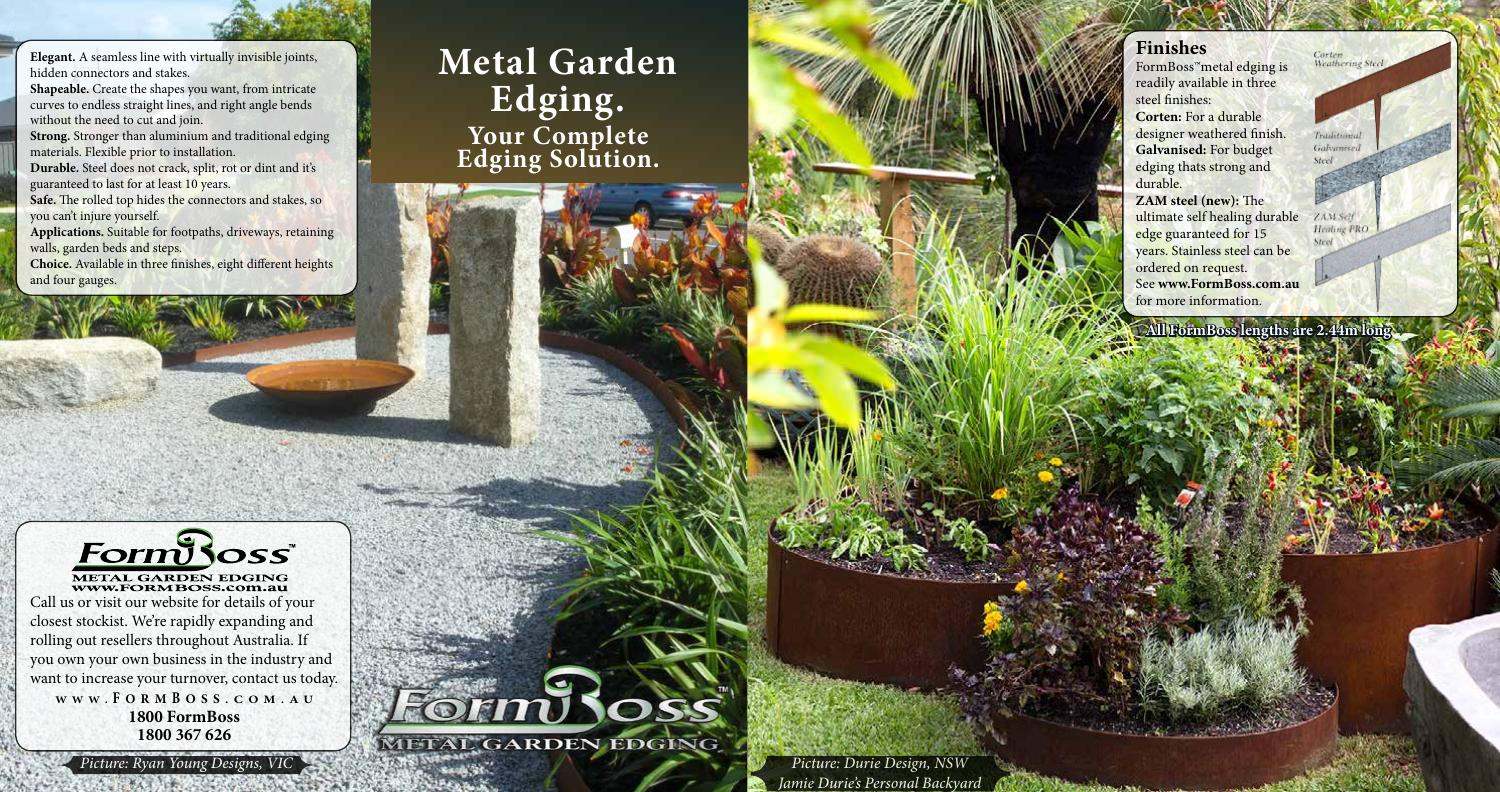# Metal Garden Edging.

## Your Complete Edging Solution.

**Elegant.** A seamless line with virtually invisible joints, hidden connectors and stakes.
**Shapeable.** Create the shapes you want, from intricate curves to endless straight lines, and right angle bends without the need to cut and join.
**Strong.** Stronger than aluminium and traditional edging materials. Flexible prior to installation.
**Durable.** Steel does not crack, split, rot or dint and it's guaranteed to last for at least 10 years.
**Safe.** The rolled top hides the connectors and stakes, so you can't injure yourself.
**Applications.** Suitable for footpaths, driveways, retaining walls, garden beds and steps.
**Choice.** Available in three finishes, eight different heights and four gauges.

FormBoss™
METAL GARDEN EDGING
www.FORMBOSS.com.au

Call us or visit our website for details of your closest stockist. We're rapidly expanding and rolling out resellers throughout Australia. If you own your own business in the industry and want to increase your turnover, contact us today.

**www.FormBoss.com.au**
**1800 FormBoss**
**1800 367 626**

*Picture: Ryan Young Designs, VIC*

FormBoss™ METAL GARDEN EDGING

## Finishes

FormBoss™ metal edging is readily available in three steel finishes:
**Corten:** For a durable designer weathered finish.
**Galvanised:** For budget edging thats strong and durable.
**ZAM steel (new):** The ultimate self healing durable edge guaranteed for 15 years. Stainless steel can be ordered on request.
See **www.FormBoss.com.au** for more information.

Corten Weathering Steel
Traditional Galvanised Steel
ZAM Self Healing PRO Steel

**All FormBoss lengths are 2.44m long**

*Picture: Durie Design, NSW*
*Jamie Durie's Personal Backyard*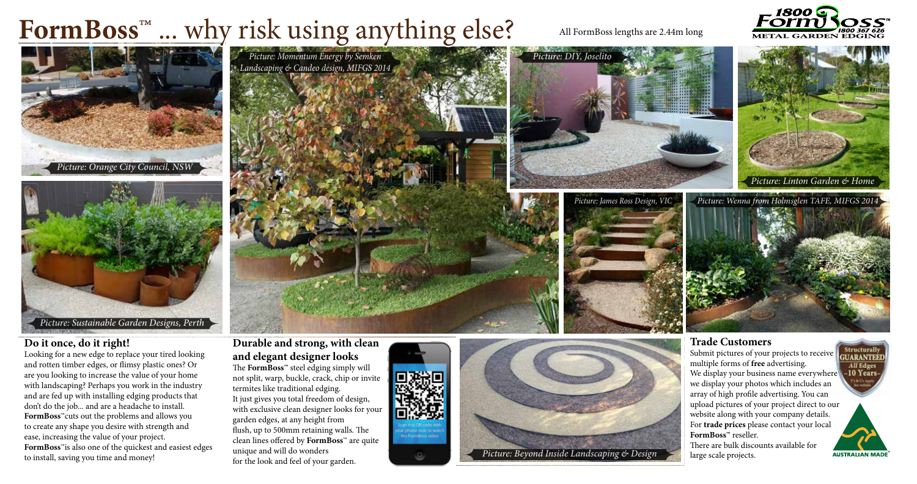# FormBoss™ ... why risk using anything else?

All FormBoss lengths are 2.44m long

*Picture: Orange City Council, NSW*

*Picture: Momentum Energy by Semken Landscaping & Candeo design, MIFGS 2014*

*Picture: DIY, Joselito*

*Picture: Linton Garden & Home*

*Picture: Sustainable Garden Designs, Perth*

*Picture: James Ross Design, VIC*

*Picture: Wenna from Holmsglen TAFE, MIFGS 2014*

## Do it once, do it right!

Looking for a new edge to replace your tired looking and rotten timber edges, or flimsy plastic ones? Or are you looking to increase the value of your home with landscaping? Perhaps you work in the industry and are fed up with installing edging products that don't do the job... and are a headache to install. **FormBoss**™cuts out the problems and allows you to create any shape you desire with strength and ease, increasing the value of your project. **FormBoss**™is also one of the quickest and easiest edges to install, saving you time and money!

## Durable and strong, with clean and elegant designer looks

The **FormBoss**™ steel edging simply will not split, warp, buckle, crack, chip or invite termites like traditional edging. It just gives you total freedom of design, with exclusive clean designer looks for your garden edges, at any height from flush, up to 500mm retaining walls. The clean lines offered by **FormBoss**™ are quite unique and will do wonders for the look and feel of your garden.

Scan this QR code with your phone now to watch the FormBoss video

*Picture: Beyond Inside Landscaping & Design*

## Trade Customers

Submit pictures of your projects to receive multiple forms of **free** advertising. We display your business name everywhere we display your photos which includes an array of high profile advertising. You can upload pictures of your project direct to our website along with your company details. For **trade prices** please contact your local **FormBoss**™ reseller. There are bulk discounts available for large scale projects.

Structurally GUARANTEED All Edges 10 Years

AUSTRALIAN MADE